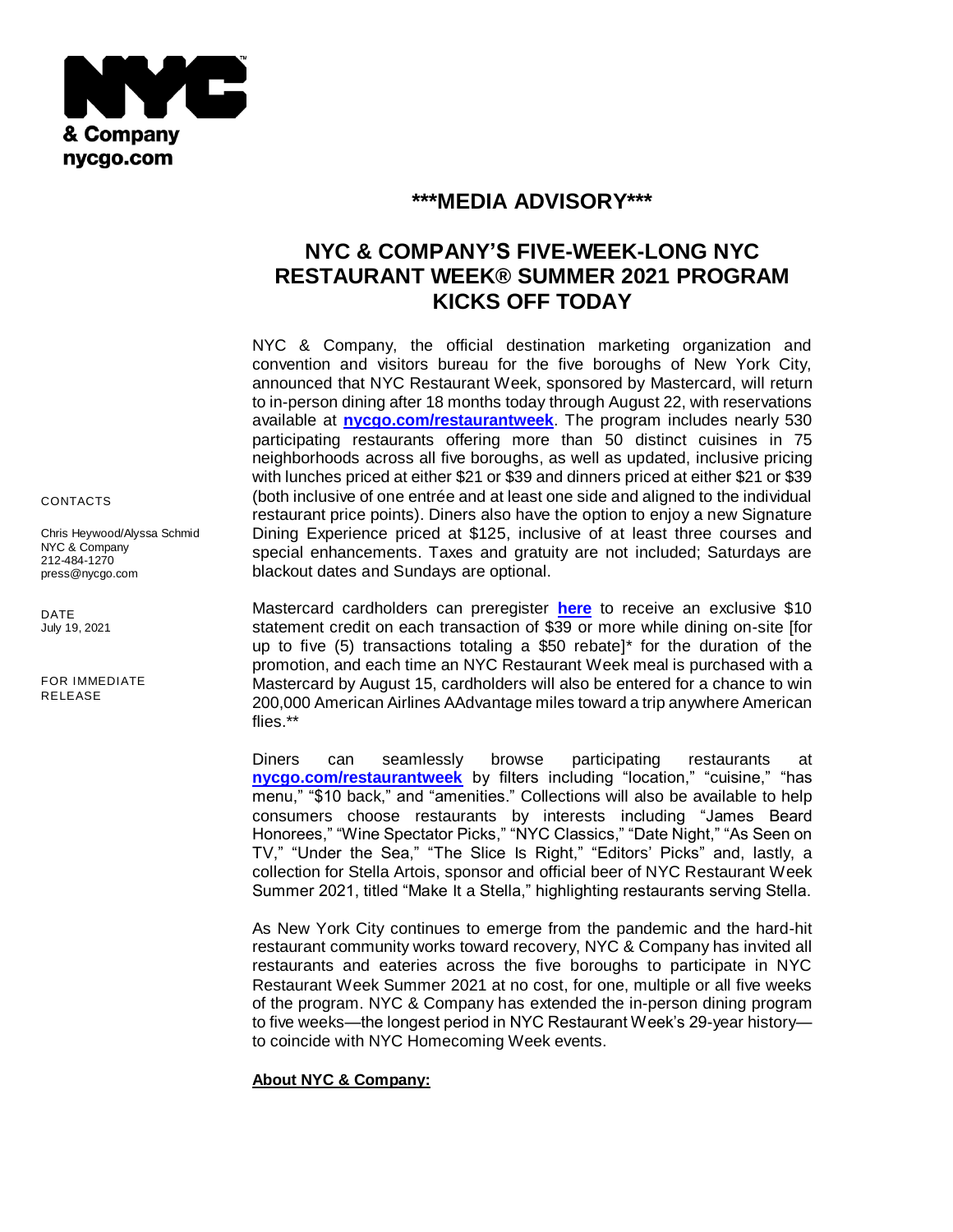NYC & Company
nycgo.com

## ***MEDIA ADVISORY***

# NYC & COMPANY'S FIVE-WEEK-LONG NYC RESTAURANT WEEK® SUMMER 2021 PROGRAM KICKS OFF TODAY

CONTACTS

Chris Heywood/Alyssa Schmid
NYC & Company
212-484-1270
press@nycgo.com

DATE
July 19, 2021

FOR IMMEDIATE RELEASE

NYC & Company, the official destination marketing organization and convention and visitors bureau for the five boroughs of New York City, announced that NYC Restaurant Week, sponsored by Mastercard, will return to in-person dining after 18 months today through August 22, with reservations available at **nycgo.com/restaurantweek**. The program includes nearly 530 participating restaurants offering more than 50 distinct cuisines in 75 neighborhoods across all five boroughs, as well as updated, inclusive pricing with lunches priced at either $21 or $39 and dinners priced at either $21 or $39 (both inclusive of one entrée and at least one side and aligned to the individual restaurant price points). Diners also have the option to enjoy a new Signature Dining Experience priced at $125, inclusive of at least three courses and special enhancements. Taxes and gratuity are not included; Saturdays are blackout dates and Sundays are optional.

Mastercard cardholders can preregister **here** to receive an exclusive $10 statement credit on each transaction of $39 or more while dining on-site [for up to five (5) transactions totaling a $50 rebate]* for the duration of the promotion, and each time an NYC Restaurant Week meal is purchased with a Mastercard by August 15, cardholders will also be entered for a chance to win 200,000 American Airlines AAdvantage miles toward a trip anywhere American flies.**

Diners can seamlessly browse participating restaurants at **nycgo.com/restaurantweek** by filters including "location," "cuisine," "has menu," "$10 back," and "amenities." Collections will also be available to help consumers choose restaurants by interests including "James Beard Honorees," "Wine Spectator Picks," "NYC Classics," "Date Night," "As Seen on TV," "Under the Sea," "The Slice Is Right," "Editors' Picks" and, lastly, a collection for Stella Artois, sponsor and official beer of NYC Restaurant Week Summer 2021, titled "Make It a Stella," highlighting restaurants serving Stella.

As New York City continues to emerge from the pandemic and the hard-hit restaurant community works toward recovery, NYC & Company has invited all restaurants and eateries across the five boroughs to participate in NYC Restaurant Week Summer 2021 at no cost, for one, multiple or all five weeks of the program. NYC & Company has extended the in-person dining program to five weeks—the longest period in NYC Restaurant Week's 29-year history—to coincide with NYC Homecoming Week events.

**About NYC & Company:**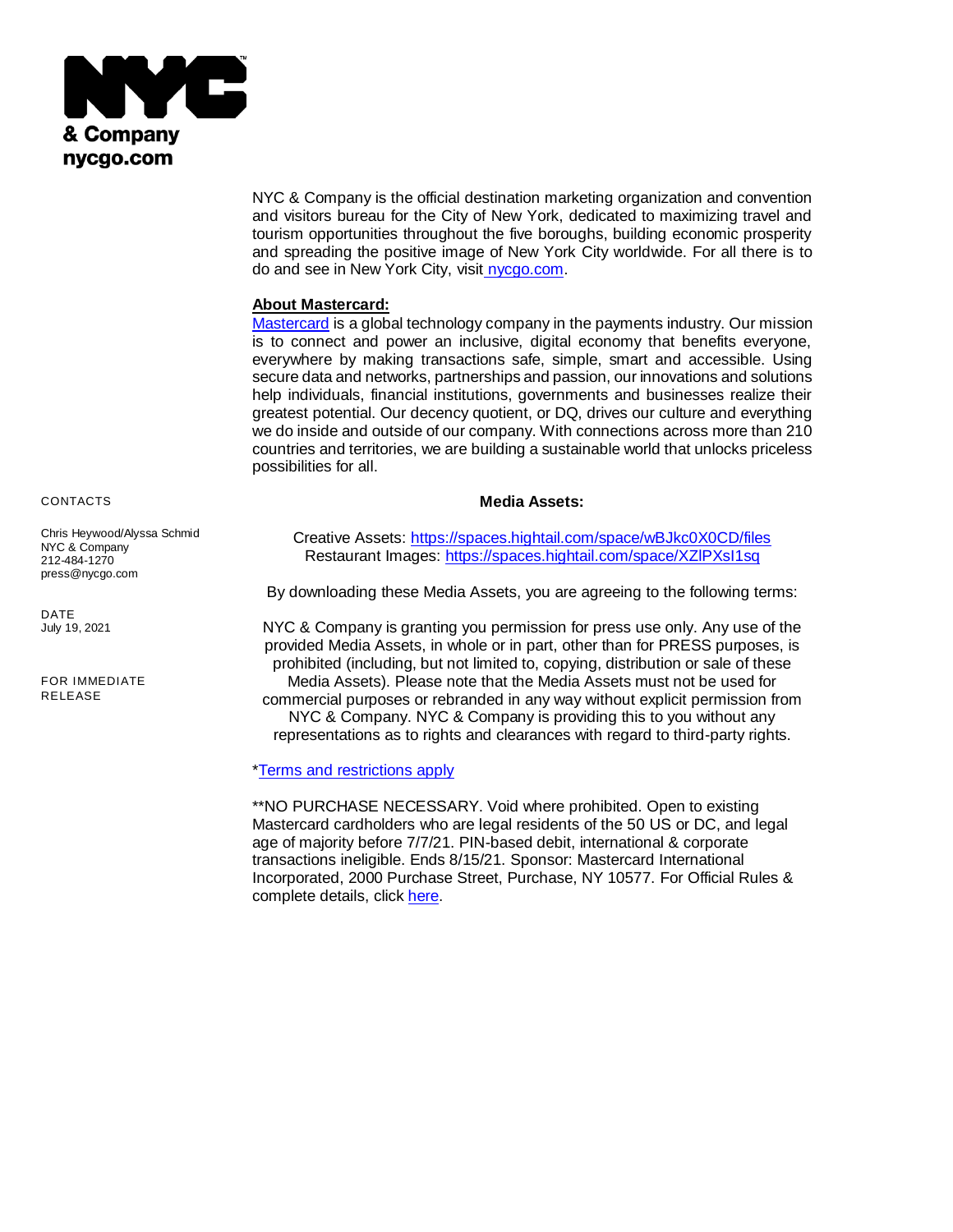**NYC & Company**
**nycgo.com**

NYC & Company is the official destination marketing organization and convention and visitors bureau for the City of New York, dedicated to maximizing travel and tourism opportunities throughout the five boroughs, building economic prosperity and spreading the positive image of New York City worldwide. For all there is to do and see in New York City, visit [nycgo.com](nycgo.com).

**About Mastercard:**

[Mastercard]() is a global technology company in the payments industry. Our mission is to connect and power an inclusive, digital economy that benefits everyone, everywhere by making transactions safe, simple, smart and accessible. Using secure data and networks, partnerships and passion, our innovations and solutions help individuals, financial institutions, governments and businesses realize their greatest potential. Our decency quotient, or DQ, drives our culture and everything we do inside and outside of our company. With connections across more than 210 countries and territories, we are building a sustainable world that unlocks priceless possibilities for all.

CONTACTS

Chris Heywood/Alyssa Schmid
NYC & Company
212-484-1270
press@nycgo.com

DATE
July 19, 2021

FOR IMMEDIATE RELEASE

**Media Assets:**

Creative Assets: https://spaces.hightail.com/space/wBJkc0X0CD/files
Restaurant Images: https://spaces.hightail.com/space/XZlPXsI1sq

By downloading these Media Assets, you are agreeing to the following terms:

NYC & Company is granting you permission for press use only. Any use of the provided Media Assets, in whole or in part, other than for PRESS purposes, is prohibited (including, but not limited to, copying, distribution or sale of these Media Assets). Please note that the Media Assets must not be used for commercial purposes or rebranded in any way without explicit permission from NYC & Company. NYC & Company is providing this to you without any representations as to rights and clearances with regard to third-party rights.

*Terms and restrictions apply

**NO PURCHASE NECESSARY. Void where prohibited. Open to existing Mastercard cardholders who are legal residents of the 50 US or DC, and legal age of majority before 7/7/21. PIN-based debit, international & corporate transactions ineligible. Ends 8/15/21. Sponsor: Mastercard International Incorporated, 2000 Purchase Street, Purchase, NY 10577. For Official Rules & complete details, click here.